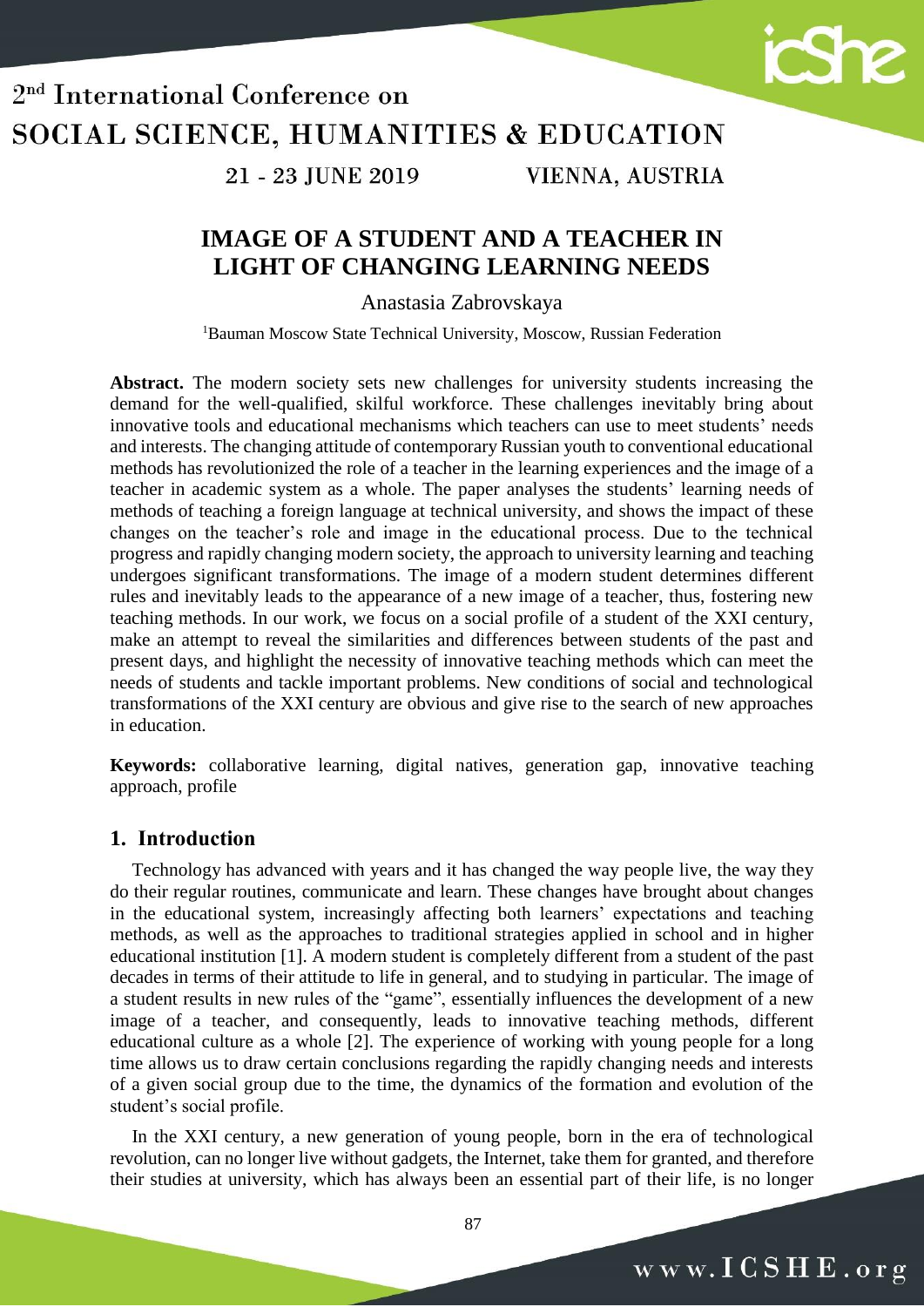# IMAGE OF A STUDENT AND A TEACHER IN LIGHT OF CHANGING LEARNING NEEDS

Anastasia Zabrovskaya

[1]Bauman Moscow State Technical University, Moscow, Russian Federation

**Abstract.** The modern society sets new challenges for university students increasing the demand for the well-qualified, skilful workforce. These challenges inevitably bring about innovative tools and educational mechanisms which teachers can use to meet students' needs and interests. The changing attitude of contemporary Russian youth to conventional educational methods has revolutionized the role of a teacher in the learning experiences and the image of a teacher in academic system as a whole. The paper analyses the students' learning needs of methods of teaching a foreign language at technical university, and shows the impact of these changes on the teacher's role and image in the educational process. Due to the technical progress and rapidly changing modern society, the approach to university learning and teaching undergoes significant transformations. The image of a modern student determines different rules and inevitably leads to the appearance of a new image of a teacher, thus, fostering new teaching methods. In our work, we focus on a social profile of a student of the XXI century, make an attempt to reveal the similarities and differences between students of the past and present days, and highlight the necessity of innovative teaching methods which can meet the needs of students and tackle important problems. New conditions of social and technological transformations of the XXI century are obvious and give rise to the search of new approaches in education.

**Keywords:** collaborative learning, digital natives, generation gap, innovative teaching approach, profile

## 1. Introduction

Technology has advanced with years and it has changed the way people live, the way they do their regular routines, communicate and learn. These changes have brought about changes in the educational system, increasingly affecting both learners' expectations and teaching methods, as well as the approaches to traditional strategies applied in school and in higher educational institution [1]. A modern student is completely different from a student of the past decades in terms of their attitude to life in general, and to studying in particular. The image of a student results in new rules of the "game", essentially influences the development of a new image of a teacher, and consequently, leads to innovative teaching methods, different educational culture as a whole [2]. The experience of working with young people for a long time allows us to draw certain conclusions regarding the rapidly changing needs and interests of a given social group due to the time, the dynamics of the formation and evolution of the student's social profile.

In the XXI century, a new generation of young people, born in the era of technological revolution, can no longer live without gadgets, the Internet, take them for granted, and therefore their studies at university, which has always been an essential part of their life, is no longer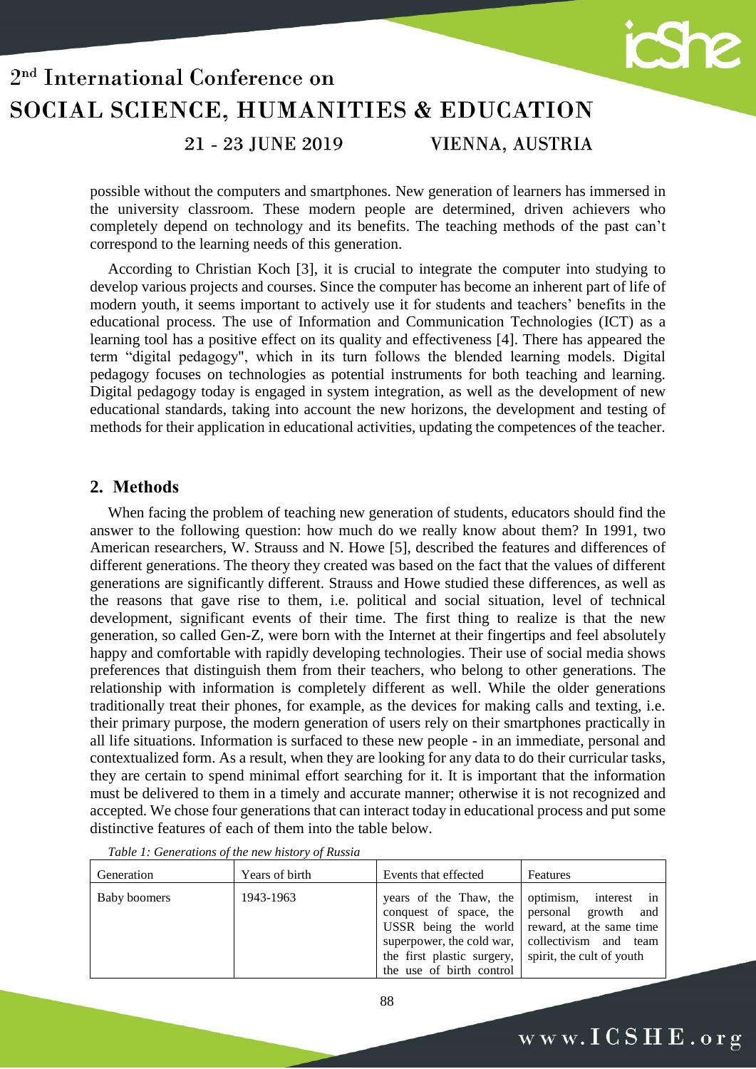possible without the computers and smartphones. New generation of learners has immersed in the university classroom. These modern people are determined, driven achievers who completely depend on technology and its benefits. The teaching methods of the past can't correspond to the learning needs of this generation.

According to Christian Koch [3], it is crucial to integrate the computer into studying to develop various projects and courses. Since the computer has become an inherent part of life of modern youth, it seems important to actively use it for students and teachers' benefits in the educational process. The use of Information and Communication Technologies (ICT) as a learning tool has a positive effect on its quality and effectiveness [4]. There has appeared the term "digital pedagogy", which in its turn follows the blended learning models. Digital pedagogy focuses on technologies as potential instruments for both teaching and learning. Digital pedagogy today is engaged in system integration, as well as the development of new educational standards, taking into account the new horizons, the development and testing of methods for their application in educational activities, updating the competences of the teacher.

## 2. Methods

When facing the problem of teaching new generation of students, educators should find the answer to the following question: how much do we really know about them? In 1991, two American researchers, W. Strauss and N. Howe [5], described the features and differences of different generations. The theory they created was based on the fact that the values of different generations are significantly different. Strauss and Howe studied these differences, as well as the reasons that gave rise to them, i.e. political and social situation, level of technical development, significant events of their time. The first thing to realize is that the new generation, so called Gen-Z, were born with the Internet at their fingertips and feel absolutely happy and comfortable with rapidly developing technologies. Their use of social media shows preferences that distinguish them from their teachers, who belong to other generations. The relationship with information is completely different as well. While the older generations traditionally treat their phones, for example, as the devices for making calls and texting, i.e. their primary purpose, the modern generation of users rely on their smartphones practically in all life situations. Information is surfaced to these new people - in an immediate, personal and contextualized form. As a result, when they are looking for any data to do their curricular tasks, they are certain to spend minimal effort searching for it. It is important that the information must be delivered to them in a timely and accurate manner; otherwise it is not recognized and accepted. We chose four generations that can interact today in educational process and put some distinctive features of each of them into the table below.

*Table 1: Generations of the new history of Russia*

| Generation | Years of birth | Events that effected | Features |
|---|---|---|---|
| Baby boomers | 1943-1963 | years of the Thaw, the conquest of space, the USSR being the world superpower, the cold war, the first plastic surgery, the use of birth control | optimism, interest in personal growth and reward, at the same time collectivism and team spirit, the cult of youth |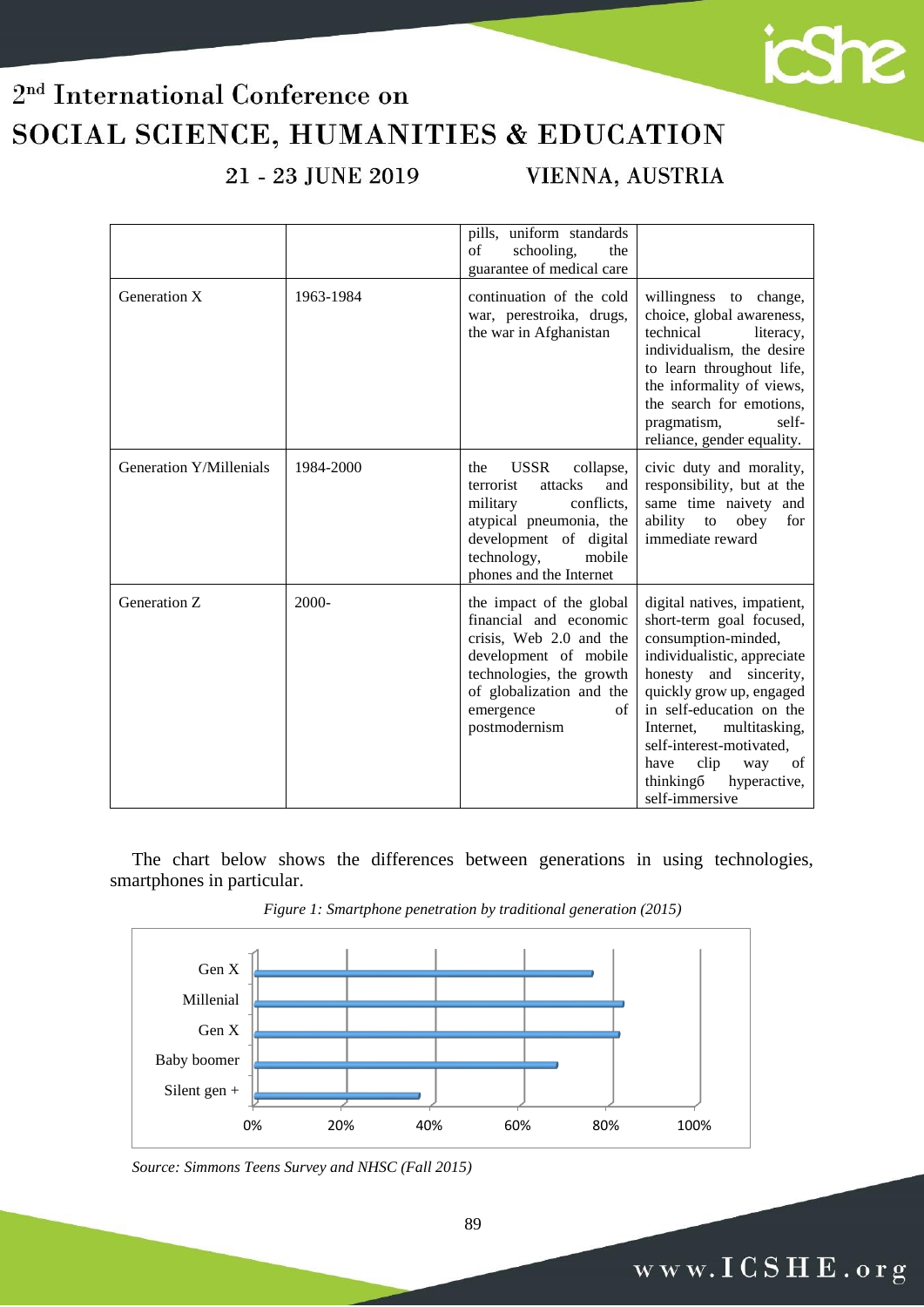|  |  | pills, uniform standards of schooling, the guarantee of medical care |  |
|---|---|---|---|
| Generation X | 1963-1984 | continuation of the cold war, perestroika, drugs, the war in Afghanistan | willingness to change, choice, global awareness, technical literacy, individualism, the desire to learn throughout life, the informality of views, the search for emotions, pragmatism, self-reliance, gender equality. |
| Generation Y/Millenials | 1984-2000 | the USSR collapse, terrorist attacks and military conflicts, atypical pneumonia, the development of digital technology, mobile phones and the Internet | civic duty and morality, responsibility, but at the same time naivety and ability to obey for immediate reward |
| Generation Z | 2000- | the impact of the global financial and economic crisis, Web 2.0 and the development of mobile technologies, the growth of globalization and the emergence of postmodernism | digital natives, impatient, short-term goal focused, consumption-minded, individualistic, appreciate honesty and sincerity, quickly grow up, engaged in self-education on the Internet, multitasking, self-interest-motivated, have clip way of thinkingб hyperactive, self-immersive |

The chart below shows the differences between generations in using technologies, smartphones in particular.

*Figure 1: Smartphone penetration by traditional generation (2015)*

*Source: Simmons Teens Survey and NHSC (Fall 2015)*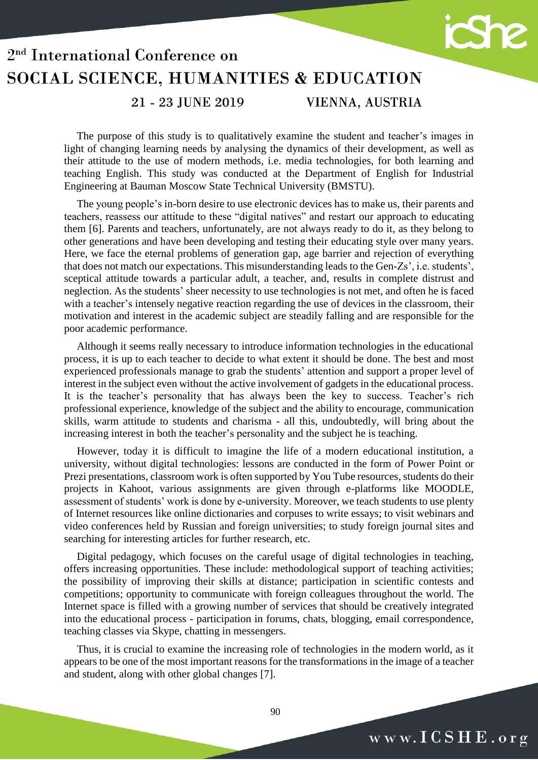The purpose of this study is to qualitatively examine the student and teacher's images in light of changing learning needs by analysing the dynamics of their development, as well as their attitude to the use of modern methods, i.e. media technologies, for both learning and teaching English. This study was conducted at the Department of English for Industrial Engineering at Bauman Moscow State Technical University (BMSTU).

The young people's in-born desire to use electronic devices has to make us, their parents and teachers, reassess our attitude to these "digital natives" and restart our approach to educating them [6]. Parents and teachers, unfortunately, are not always ready to do it, as they belong to other generations and have been developing and testing their educating style over many years. Here, we face the eternal problems of generation gap, age barrier and rejection of everything that does not match our expectations. This misunderstanding leads to the Gen-Zs', i.e. students', sceptical attitude towards a particular adult, a teacher, and, results in complete distrust and neglection. As the students' sheer necessity to use technologies is not met, and often he is faced with a teacher's intensely negative reaction regarding the use of devices in the classroom, their motivation and interest in the academic subject are steadily falling and are responsible for the poor academic performance.

Although it seems really necessary to introduce information technologies in the educational process, it is up to each teacher to decide to what extent it should be done. The best and most experienced professionals manage to grab the students' attention and support a proper level of interest in the subject even without the active involvement of gadgets in the educational process. It is the teacher's personality that has always been the key to success. Teacher's rich professional experience, knowledge of the subject and the ability to encourage, communication skills, warm attitude to students and charisma - all this, undoubtedly, will bring about the increasing interest in both the teacher's personality and the subject he is teaching.

However, today it is difficult to imagine the life of a modern educational institution, a university, without digital technologies: lessons are conducted in the form of Power Point or Prezi presentations, classroom work is often supported by You Tube resources, students do their projects in Kahoot, various assignments are given through e-platforms like MOODLE, assessment of students' work is done by e-university. Moreover, we teach students to use plenty of Internet resources like online dictionaries and corpuses to write essays; to visit webinars and video conferences held by Russian and foreign universities; to study foreign journal sites and searching for interesting articles for further research, etc.

Digital pedagogy, which focuses on the careful usage of digital technologies in teaching, offers increasing opportunities. These include: methodological support of teaching activities; the possibility of improving their skills at distance; participation in scientific contests and competitions; opportunity to communicate with foreign colleagues throughout the world. The Internet space is filled with a growing number of services that should be creatively integrated into the educational process - participation in forums, chats, blogging, email correspondence, teaching classes via Skype, chatting in messengers.

Thus, it is crucial to examine the increasing role of technologies in the modern world, as it appears to be one of the most important reasons for the transformations in the image of a teacher and student, along with other global changes [7].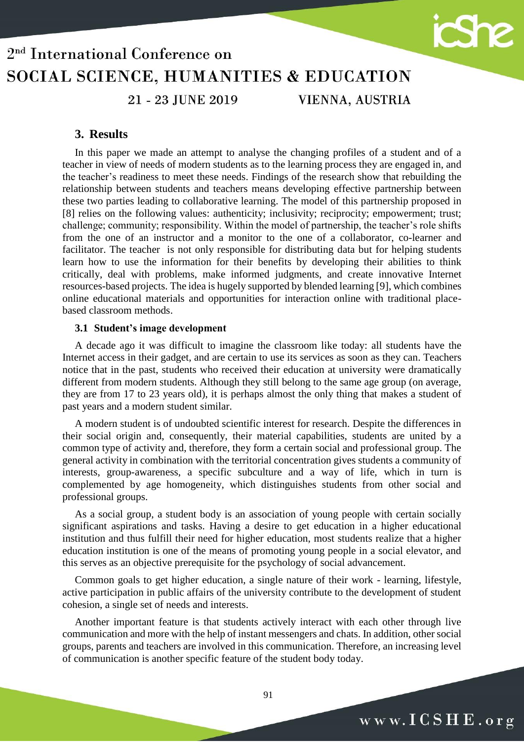## 3. Results

In this paper we made an attempt to analyse the changing profiles of a student and of a teacher in view of needs of modern students as to the learning process they are engaged in, and the teacher's readiness to meet these needs. Findings of the research show that rebuilding the relationship between students and teachers means developing effective partnership between these two parties leading to collaborative learning. The model of this partnership proposed in [8] relies on the following values: authenticity; inclusivity; reciprocity; empowerment; trust; challenge; community; responsibility. Within the model of partnership, the teacher's role shifts from the one of an instructor and a monitor to the one of a collaborator, co-learner and facilitator. The teacher is not only responsible for distributing data but for helping students learn how to use the information for their benefits by developing their abilities to think critically, deal with problems, make informed judgments, and create innovative Internet resources-based projects. The idea is hugely supported by blended learning [9], which combines online educational materials and opportunities for interaction online with traditional place-based classroom methods.

### 3.1 Student's image development

A decade ago it was difficult to imagine the classroom like today: all students have the Internet access in their gadget, and are certain to use its services as soon as they can. Teachers notice that in the past, students who received their education at university were dramatically different from modern students. Although they still belong to the same age group (on average, they are from 17 to 23 years old), it is perhaps almost the only thing that makes a student of past years and a modern student similar.

A modern student is of undoubted scientific interest for research. Despite the differences in their social origin and, consequently, their material capabilities, students are united by a common type of activity and, therefore, they form a certain social and professional group. The general activity in combination with the territorial concentration gives students a community of interests, group-awareness, a specific subculture and a way of life, which in turn is complemented by age homogeneity, which distinguishes students from other social and professional groups.

As a social group, a student body is an association of young people with certain socially significant aspirations and tasks. Having a desire to get education in a higher educational institution and thus fulfill their need for higher education, most students realize that a higher education institution is one of the means of promoting young people in a social elevator, and this serves as an objective prerequisite for the psychology of social advancement.

Common goals to get higher education, a single nature of their work - learning, lifestyle, active participation in public affairs of the university contribute to the development of student cohesion, a single set of needs and interests.

Another important feature is that students actively interact with each other through live communication and more with the help of instant messengers and chats. In addition, other social groups, parents and teachers are involved in this communication. Therefore, an increasing level of communication is another specific feature of the student body today.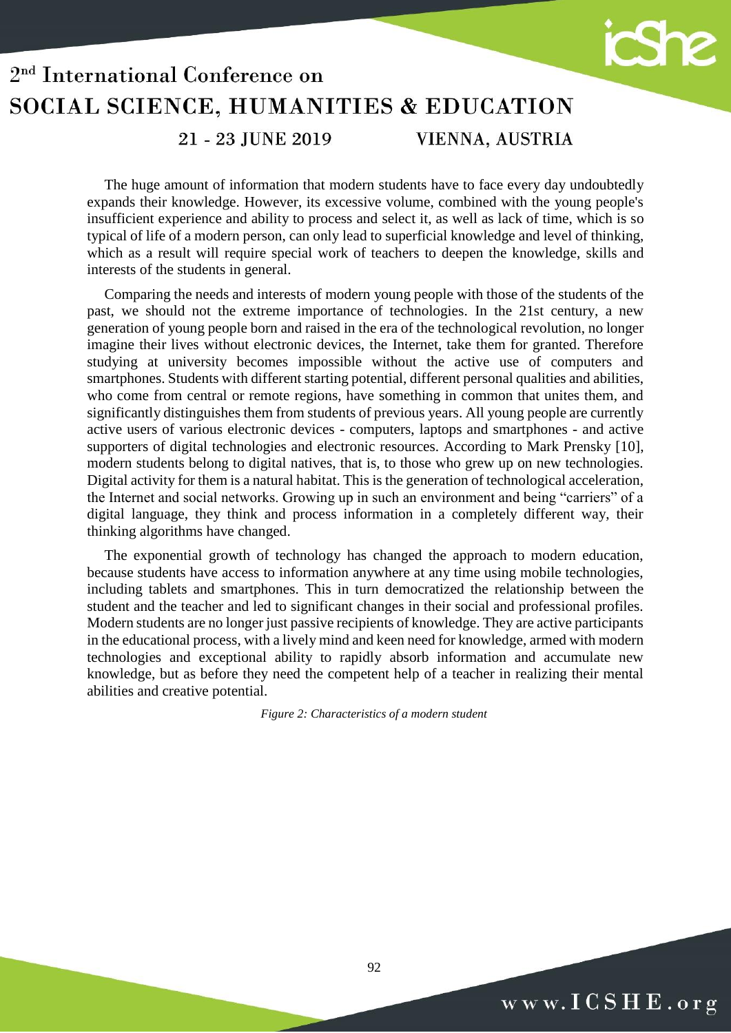The huge amount of information that modern students have to face every day undoubtedly expands their knowledge. However, its excessive volume, combined with the young people's insufficient experience and ability to process and select it, as well as lack of time, which is so typical of life of a modern person, can only lead to superficial knowledge and level of thinking, which as a result will require special work of teachers to deepen the knowledge, skills and interests of the students in general.

Comparing the needs and interests of modern young people with those of the students of the past, we should not the extreme importance of technologies. In the 21st century, a new generation of young people born and raised in the era of the technological revolution, no longer imagine their lives without electronic devices, the Internet, take them for granted. Therefore studying at university becomes impossible without the active use of computers and smartphones. Students with different starting potential, different personal qualities and abilities, who come from central or remote regions, have something in common that unites them, and significantly distinguishes them from students of previous years. All young people are currently active users of various electronic devices - computers, laptops and smartphones - and active supporters of digital technologies and electronic resources. According to Mark Prensky [10], modern students belong to digital natives, that is, to those who grew up on new technologies. Digital activity for them is a natural habitat. This is the generation of technological acceleration, the Internet and social networks. Growing up in such an environment and being "carriers" of a digital language, they think and process information in a completely different way, their thinking algorithms have changed.

The exponential growth of technology has changed the approach to modern education, because students have access to information anywhere at any time using mobile technologies, including tablets and smartphones. This in turn democratized the relationship between the student and the teacher and led to significant changes in their social and professional profiles. Modern students are no longer just passive recipients of knowledge. They are active participants in the educational process, with a lively mind and keen need for knowledge, armed with modern technologies and exceptional ability to rapidly absorb information and accumulate new knowledge, but as before they need the competent help of a teacher in realizing their mental abilities and creative potential.

*Figure 2: Characteristics of a modern student*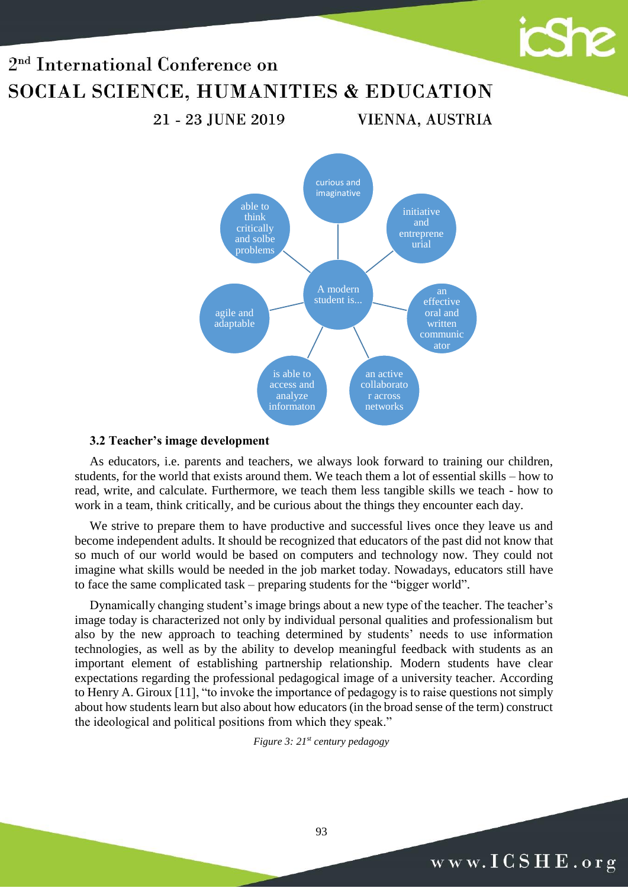A modern student is...

- curious and imaginative
- initiative and entrepreneurial
- an effective oral and written communicator
- an active collaborator across networks
- is able to access and analyze informaton
- agile and adaptable
- able to think critically and solbe problems

### 3.2 Teacher's image development

As educators, i.e. parents and teachers, we always look forward to training our children, students, for the world that exists around them. We teach them a lot of essential skills – how to read, write, and calculate. Furthermore, we teach them less tangible skills we teach - how to work in a team, think critically, and be curious about the things they encounter each day.

We strive to prepare them to have productive and successful lives once they leave us and become independent adults. It should be recognized that educators of the past did not know that so much of our world would be based on computers and technology now. They could not imagine what skills would be needed in the job market today. Nowadays, educators still have to face the same complicated task – preparing students for the "bigger world".

Dynamically changing student's image brings about a new type of the teacher. The teacher's image today is characterized not only by individual personal qualities and professionalism but also by the new approach to teaching determined by students' needs to use information technologies, as well as by the ability to develop meaningful feedback with students as an important element of establishing partnership relationship. Modern students have clear expectations regarding the professional pedagogical image of a university teacher. According to Henry A. Giroux [11], "to invoke the importance of pedagogy is to raise questions not simply about how students learn but also about how educators (in the broad sense of the term) construct the ideological and political positions from which they speak."

*Figure 3: 21st century pedagogy*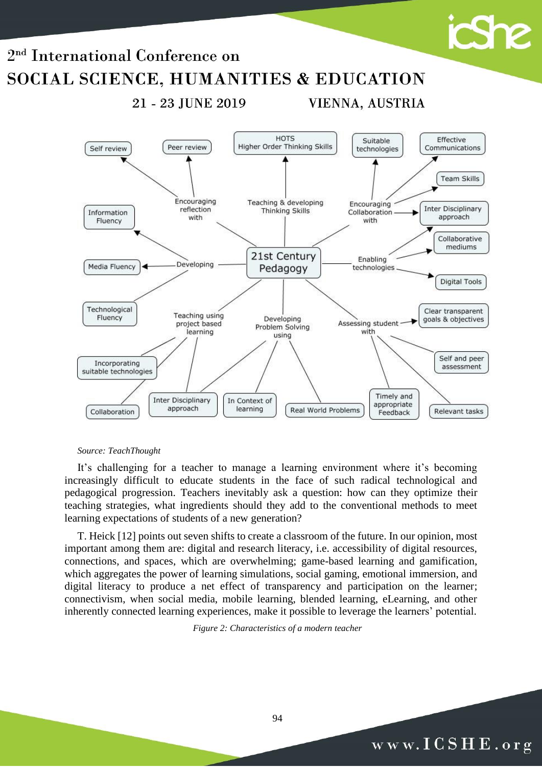*Source: TeachThought*

It's challenging for a teacher to manage a learning environment where it's becoming increasingly difficult to educate students in the face of such radical technological and pedagogical progression. Teachers inevitably ask a question: how can they optimize their teaching strategies, what ingredients should they add to the conventional methods to meet learning expectations of students of a new generation?

T. Heick [12] points out seven shifts to create a classroom of the future. In our opinion, most important among them are: digital and research literacy, i.e. accessibility of digital resources, connections, and spaces, which are overwhelming; game-based learning and gamification, which aggregates the power of learning simulations, social gaming, emotional immersion, and digital literacy to produce a net effect of transparency and participation on the learner; connectivism, when social media, mobile learning, blended learning, eLearning, and other inherently connected learning experiences, make it possible to leverage the learners' potential.

*Figure 2: Characteristics of a modern teacher*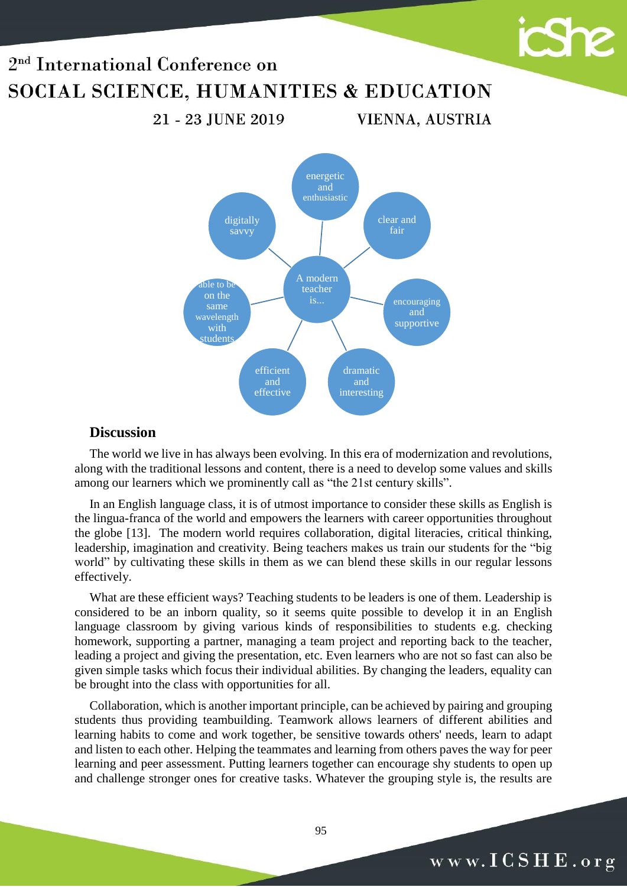A modern teacher is...

- energetic and enthusiastic
- clear and fair
- encouraging and supportive
- dramatic and interesting
- efficient and effective
- able to be on the same wavelength with students
- digitally savvy

## Discussion

The world we live in has always been evolving. In this era of modernization and revolutions, along with the traditional lessons and content, there is a need to develop some values and skills among our learners which we prominently call as "the 21st century skills".

In an English language class, it is of utmost importance to consider these skills as English is the lingua-franca of the world and empowers the learners with career opportunities throughout the globe [13]. The modern world requires collaboration, digital literacies, critical thinking, leadership, imagination and creativity. Being teachers makes us train our students for the "big world" by cultivating these skills in them as we can blend these skills in our regular lessons effectively.

What are these efficient ways? Teaching students to be leaders is one of them. Leadership is considered to be an inborn quality, so it seems quite possible to develop it in an English language classroom by giving various kinds of responsibilities to students e.g. checking homework, supporting a partner, managing a team project and reporting back to the teacher, leading a project and giving the presentation, etc. Even learners who are not so fast can also be given simple tasks which focus their individual abilities. By changing the leaders, equality can be brought into the class with opportunities for all.

Collaboration, which is another important principle, can be achieved by pairing and grouping students thus providing teambuilding. Teamwork allows learners of different abilities and learning habits to come and work together, be sensitive towards others' needs, learn to adapt and listen to each other. Helping the teammates and learning from others paves the way for peer learning and peer assessment. Putting learners together can encourage shy students to open up and challenge stronger ones for creative tasks. Whatever the grouping style is, the results are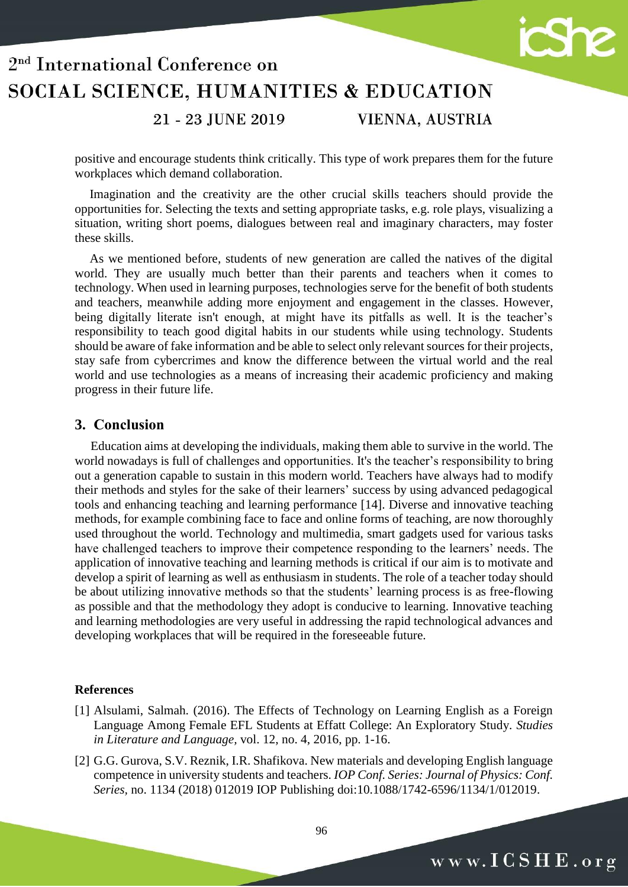positive and encourage students think critically. This type of work prepares them for the future workplaces which demand collaboration.

Imagination and the creativity are the other crucial skills teachers should provide the opportunities for. Selecting the texts and setting appropriate tasks, e.g. role plays, visualizing a situation, writing short poems, dialogues between real and imaginary characters, may foster these skills.

As we mentioned before, students of new generation are called the natives of the digital world. They are usually much better than their parents and teachers when it comes to technology. When used in learning purposes, technologies serve for the benefit of both students and teachers, meanwhile adding more enjoyment and engagement in the classes. However, being digitally literate isn't enough, at might have its pitfalls as well. It is the teacher's responsibility to teach good digital habits in our students while using technology. Students should be aware of fake information and be able to select only relevant sources for their projects, stay safe from cybercrimes and know the difference between the virtual world and the real world and use technologies as a means of increasing their academic proficiency and making progress in their future life.

## 3. Conclusion

Education aims at developing the individuals, making them able to survive in the world. The world nowadays is full of challenges and opportunities. It's the teacher's responsibility to bring out a generation capable to sustain in this modern world. Teachers have always had to modify their methods and styles for the sake of their learners' success by using advanced pedagogical tools and enhancing teaching and learning performance [14]. Diverse and innovative teaching methods, for example combining face to face and online forms of teaching, are now thoroughly used throughout the world. Technology and multimedia, smart gadgets used for various tasks have challenged teachers to improve their competence responding to the learners' needs. The application of innovative teaching and learning methods is critical if our aim is to motivate and develop a spirit of learning as well as enthusiasm in students. The role of a teacher today should be about utilizing innovative methods so that the students' learning process is as free-flowing as possible and that the methodology they adopt is conducive to learning. Innovative teaching and learning methodologies are very useful in addressing the rapid technological advances and developing workplaces that will be required in the foreseeable future.

**References**

[1] Alsulami, Salmah. (2016). The Effects of Technology on Learning English as a Foreign Language Among Female EFL Students at Effatt College: An Exploratory Study. *Studies in Literature and Language*, vol. 12, no. 4, 2016, pp. 1-16.

[2] G.G. Gurova, S.V. Reznik, I.R. Shafikova. New materials and developing English language competence in university students and teachers. *IOP Conf. Series: Journal of Physics: Conf. Series*, no. 1134 (2018) 012019 IOP Publishing doi:10.1088/1742-6596/1134/1/012019.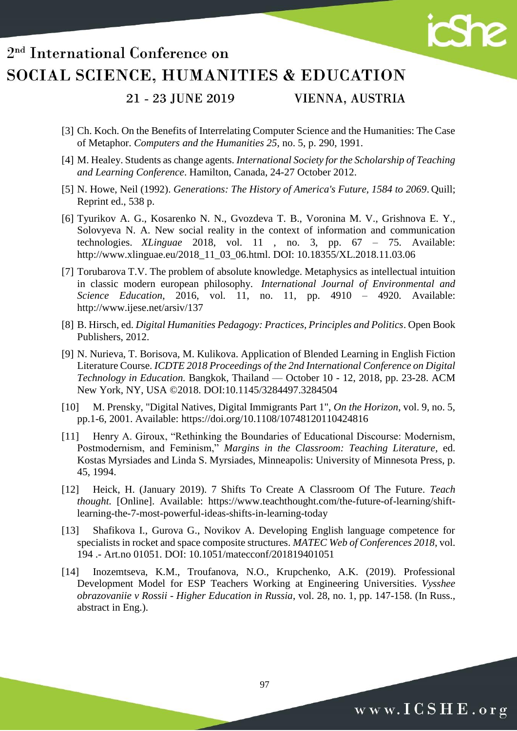[3] Ch. Koch. On the Benefits of Interrelating Computer Science and the Humanities: The Case of Metaphor. *Computers and the Humanities 25*, no. 5, p. 290, 1991.

[4] M. Healey. Students as change agents. *International Society for the Scholarship of Teaching and Learning Conference*. Hamilton, Canada, 24-27 October 2012.

[5] N. Howe, Neil (1992). *Generations: The History of America's Future, 1584 to 2069*. Quill; Reprint ed., 538 p.

[6] Tyurikov A. G., Kosarenko N. N., Gvozdeva T. B., Voronina M. V., Grishnova E. Y., Solovyeva N. A. New social reality in the context of information and communication technologies. *XLinguae* 2018, vol. 11 , no. 3, pp. 67 – 75. Available: http://www.xlinguae.eu/2018_11_03_06.html. DOI: 10.18355/XL.2018.11.03.06

[7] Torubarova T.V. The problem of absolute knowledge. Metaphysics as intellectual intuition in classic modern european philosophy. *International Journal of Environmental and Science Education*, 2016, vol. 11, no. 11, pp. 4910 – 4920. Available: http://www.ijese.net/arsiv/137

[8] B. Hirsch, ed. *Digital Humanities Pedagogy: Practices, Principles and Politics*. Open Book Publishers, 2012.

[9] N. Nurieva, T. Borisova, M. Kulikova. Application of Blended Learning in English Fiction Literature Course. *ICDTE 2018 Proceedings of the 2nd International Conference on Digital Technology in Education.* Bangkok, Thailand — October 10 - 12, 2018, pp. 23-28. ACM New York, NY, USA ©2018. DOI:10.1145/3284497.3284504

[10] M. Prensky, "Digital Natives, Digital Immigrants Part 1", *On the Horizon*, vol. 9, no. 5, pp.1-6, 2001. Available: https://doi.org/10.1108/10748120110424816

[11] Henry A. Giroux, "Rethinking the Boundaries of Educational Discourse: Modernism, Postmodernism, and Feminism," *Margins in the Classroom: Teaching Literature*, ed. Kostas Myrsiades and Linda S. Myrsiades, Minneapolis: University of Minnesota Press, p. 45, 1994.

[12] Heick, H. (January 2019). 7 Shifts To Create A Classroom Of The Future. *Teach thought.* [Online]. Available: https://www.teachthought.com/the-future-of-learning/shift-learning-the-7-most-powerful-ideas-shifts-in-learning-today

[13] Shafikova I., Gurova G., Novikov A. Developing English language competence for specialists in rocket and space composite structures. *MATEC Web of Conferences 2018*, vol. 194 .- Art.no 01051. DOI: 10.1051/matecconf/201819401051

[14] Inozemtseva, K.M., Troufanova, N.O., Krupchenko, A.K. (2019). Professional Development Model for ESP Teachers Working at Engineering Universities. *Vysshee obrazovaniie v Rossii - Higher Education in Russia*, vol. 28, no. 1, pp. 147-158. (In Russ., abstract in Eng.).